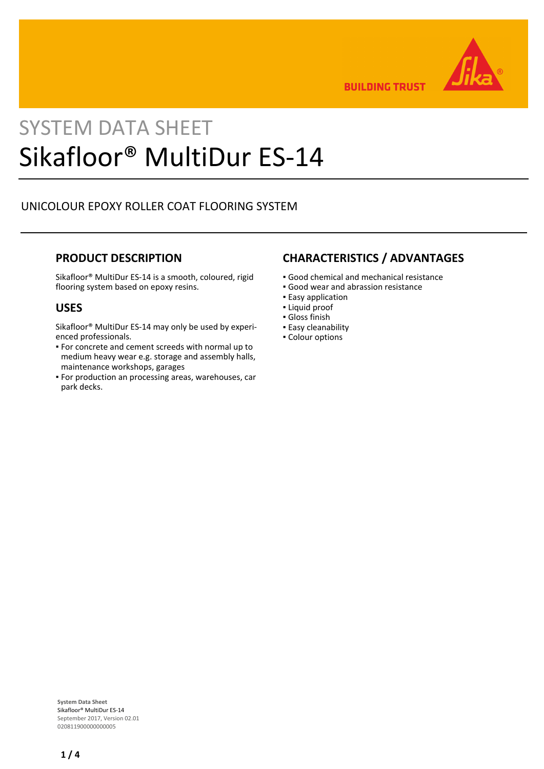SYSTEM DATA SHEET

# Sikafloor® MultiDur ES-14

UNICOLOUR EPOXY ROLLER COAT FLOORING SYSTEM

## PRODUCT DESCRIPTION

Sikafloor® MultiDur ES-14 is a smooth, coloured, rigid flooring system based on epoxy resins.

## USES

Sikafloor® MultiDur ES-14 may only be used by experienced professionals.

- For concrete and cement screeds with normal up to medium heavy wear e.g. storage and assembly halls, maintenance workshops, garages
- For production an processing areas, warehouses, car park decks.

## CHARACTERISTICS / ADVANTAGES

- Good chemical and mechanical resistance
- Good wear and abrasion resistance
- Easy application
- Liquid proof
- Gloss finish
- Easy cleanability
- Colour options

**System Data Sheet**
Sikafloor® MultiDur ES-14
September 2017, Version 02.01
020811900000000005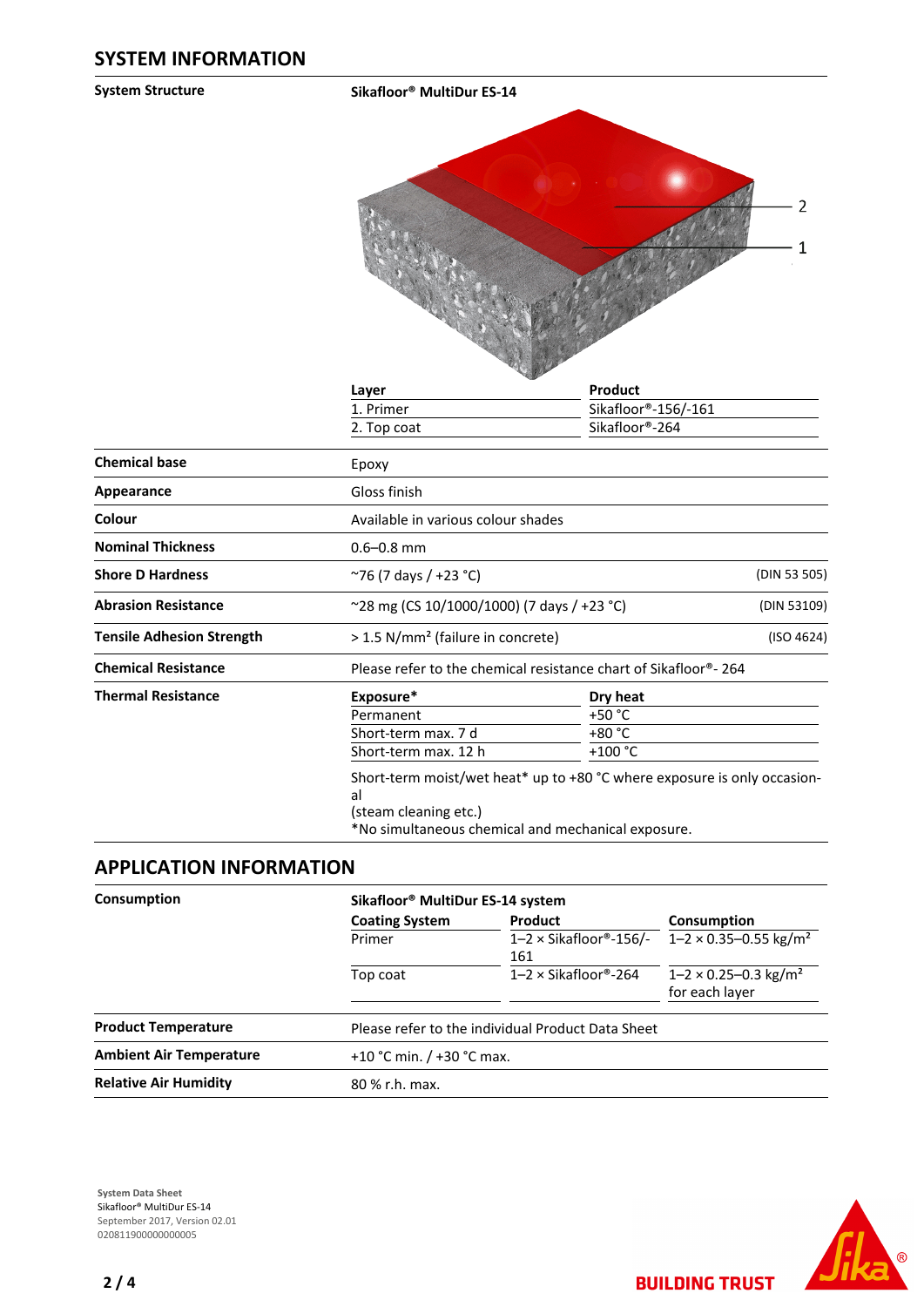## SYSTEM INFORMATION

**System Structure**

**Sikafloor® MultiDur ES-14**

| Layer | Product |
|---|---|
| 1. Primer | Sikafloor®-156/-161 |
| 2. Top coat | Sikafloor®-264 |

| | | |
|---|---|---|
| **Chemical base** | Epoxy | |
| **Appearance** | Gloss finish | |
| **Colour** | Available in various colour shades | |
| **Nominal Thickness** | 0.6–0.8 mm | |
| **Shore D Hardness** | ~76 (7 days / +23 °C) | (DIN 53 505) |
| **Abrasion Resistance** | ~28 mg (CS 10/1000/1000) (7 days / +23 °C) | (DIN 53109) |
| **Tensile Adhesion Strength** | > 1.5 N/mm² (failure in concrete) | (ISO 4624) |
| **Chemical Resistance** | Please refer to the chemical resistance chart of Sikafloor®- 264 | |

**Thermal Resistance**

| Exposure* | Dry heat |
|---|---|
| Permanent | +50 °C |
| Short-term max. 7 d | +80 °C |
| Short-term max. 12 h | +100 °C |

Short-term moist/wet heat* up to +80 °C where exposure is only occasional (steam cleaning etc.)
*No simultaneous chemical and mechanical exposure.

## APPLICATION INFORMATION

**Consumption**

**Sikafloor® MultiDur ES-14 system**

| Coating System | Product | Consumption |
|---|---|---|
| Primer | 1–2 × Sikafloor®-156/-161 | 1–2 × 0.35–0.55 kg/m² |
| Top coat | 1–2 × Sikafloor®-264 | 1–2 × 0.25–0.3 kg/m² for each layer |

| | |
|---|---|
| **Product Temperature** | Please refer to the individual Product Data Sheet |
| **Ambient Air Temperature** | +10 °C min. / +30 °C max. |
| **Relative Air Humidity** | 80 % r.h. max. |

System Data Sheet
Sikafloor® MultiDur ES-14
September 2017, Version 02.01
020811900000000005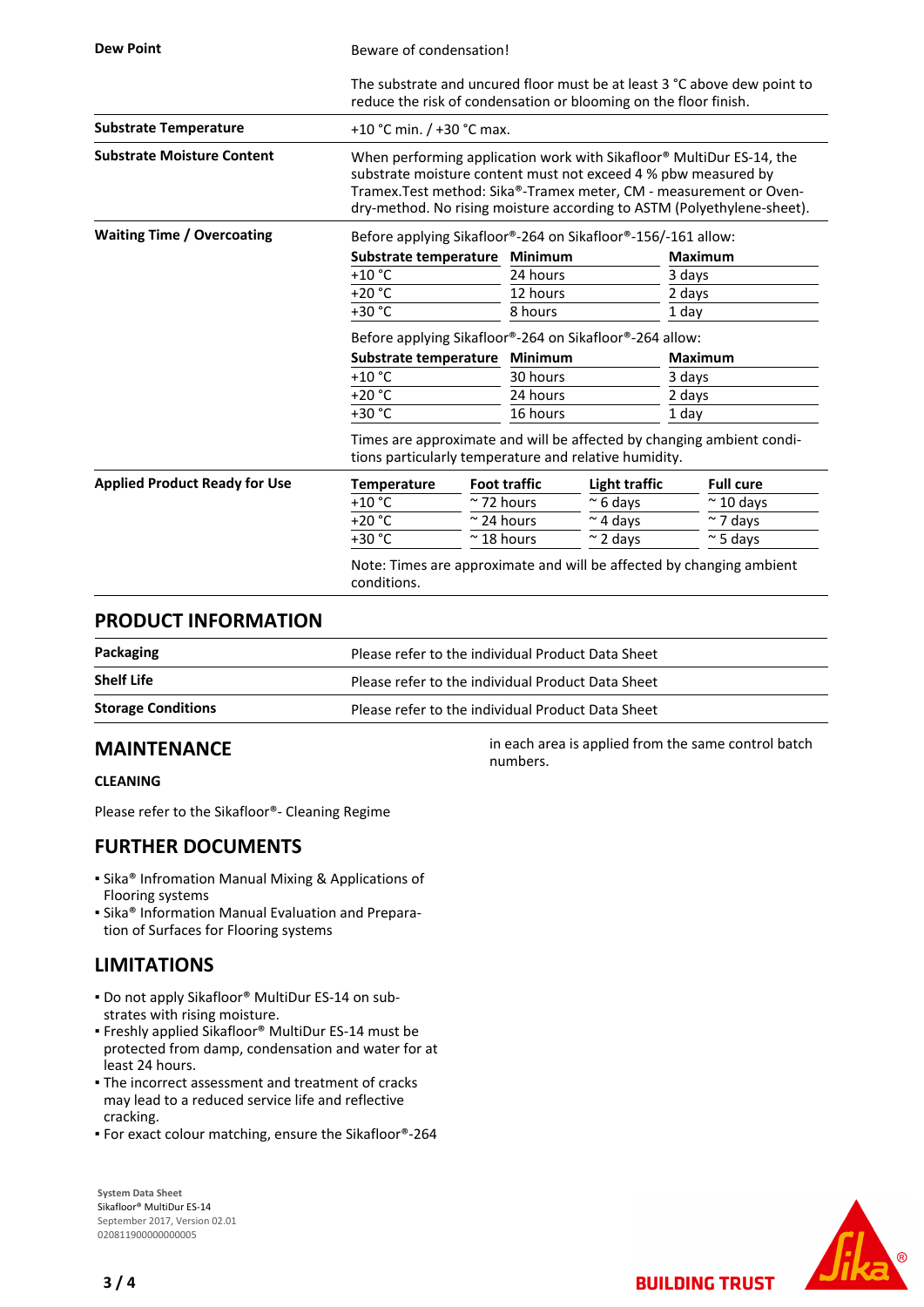| | |
|---|---|
| **Dew Point** | Beware of condensation!<br><br>The substrate and uncured floor must be at least 3 °C above dew point to reduce the risk of condensation or blooming on the floor finish. |
| **Substrate Temperature** | +10 °C min. / +30 °C max. |
| **Substrate Moisture Content** | When performing application work with Sikafloor® MultiDur ES-14, the substrate moisture content must not exceed 4 % pbw measured by Tramex.Test method: Sika®-Tramex meter, CM - measurement or Oven-dry-method. No rising moisture according to ASTM (Polyethylene-sheet). |

**Waiting Time / Overcoating**

Before applying Sikafloor®-264 on Sikafloor®-156/-161 allow:

| Substrate temperature | Minimum | Maximum |
|---|---|---|
| +10 °C | 24 hours | 3 days |
| +20 °C | 12 hours | 2 days |
| +30 °C | 8 hours | 1 day |

Before applying Sikafloor®-264 on Sikafloor®-264 allow:

| Substrate temperature | Minimum | Maximum |
|---|---|---|
| +10 °C | 30 hours | 3 days |
| +20 °C | 24 hours | 2 days |
| +30 °C | 16 hours | 1 day |

Times are approximate and will be affected by changing ambient conditions particularly temperature and relative humidity.

**Applied Product Ready for Use**

| Temperature | Foot traffic | Light traffic | Full cure |
|---|---|---|---|
| +10 °C | ~ 72 hours | ~ 6 days | ~ 10 days |
| +20 °C | ~ 24 hours | ~ 4 days | ~ 7 days |
| +30 °C | ~ 18 hours | ~ 2 days | ~ 5 days |

Note: Times are approximate and will be affected by changing ambient conditions.

## PRODUCT INFORMATION

| | |
|---|---|
| **Packaging** | Please refer to the individual Product Data Sheet |
| **Shelf Life** | Please refer to the individual Product Data Sheet |
| **Storage Conditions** | Please refer to the individual Product Data Sheet |

## MAINTENANCE

### CLEANING

Please refer to the Sikafloor®- Cleaning Regime

## FURTHER DOCUMENTS

- Sika® Infromation Manual Mixing & Applications of Flooring systems
- Sika® Information Manual Evaluation and Preparation of Surfaces for Flooring systems

## LIMITATIONS

- Do not apply Sikafloor® MultiDur ES-14 on substrates with rising moisture.
- Freshly applied Sikafloor® MultiDur ES-14 must be protected from damp, condensation and water for at least 24 hours.
- The incorrect assessment and treatment of cracks may lead to a reduced service life and reflective cracking.
- For exact colour matching, ensure the Sikafloor®-264 in each area is applied from the same control batch numbers.

System Data Sheet
Sikafloor® MultiDur ES-14
September 2017, Version 02.01
020811900000000005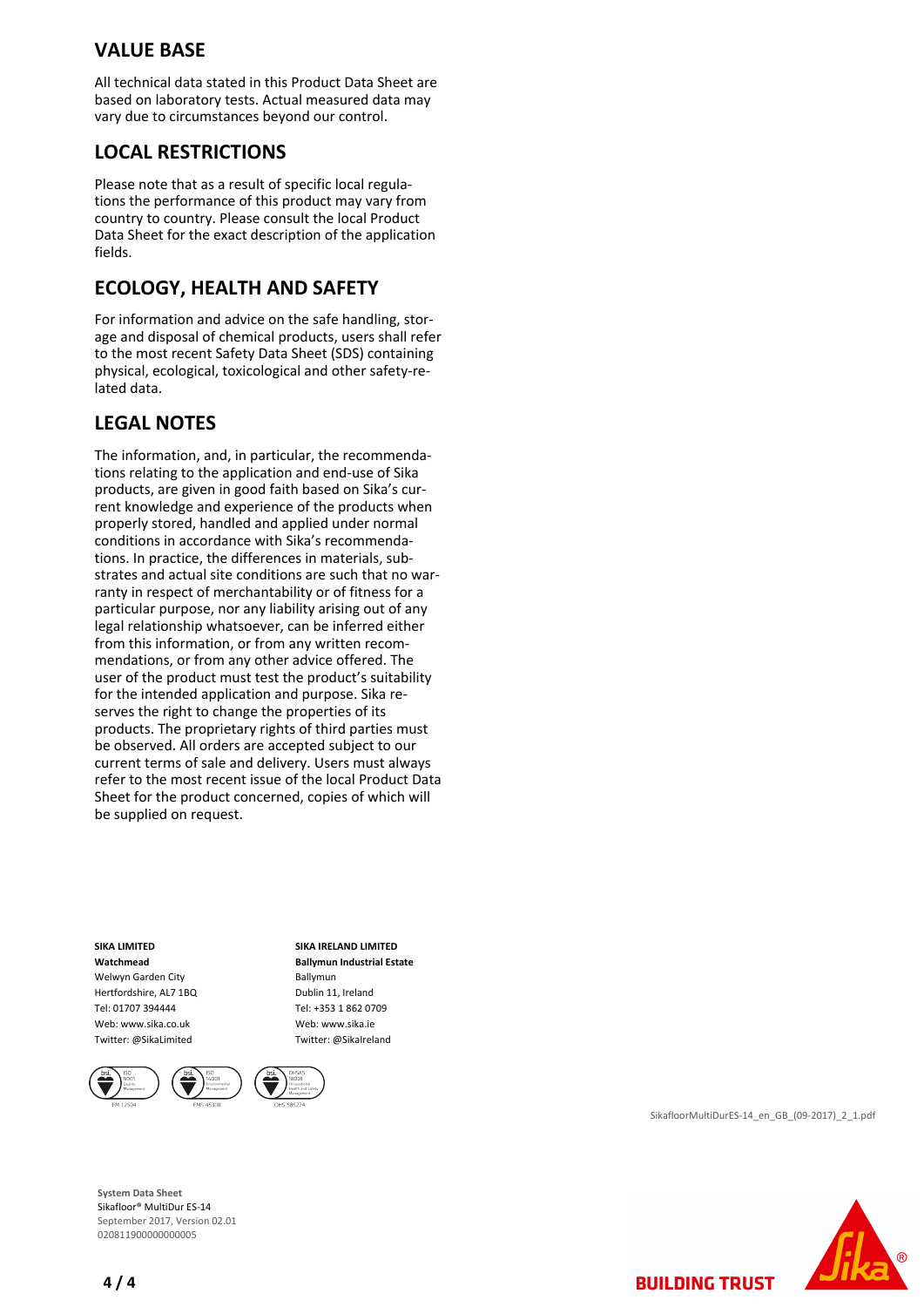## VALUE BASE

All technical data stated in this Product Data Sheet are based on laboratory tests. Actual measured data may vary due to circumstances beyond our control.

## LOCAL RESTRICTIONS

Please note that as a result of specific local regulations the performance of this product may vary from country to country. Please consult the local Product Data Sheet for the exact description of the application fields.

## ECOLOGY, HEALTH AND SAFETY

For information and advice on the safe handling, storage and disposal of chemical products, users shall refer to the most recent Safety Data Sheet (SDS) containing physical, ecological, toxicological and other safety-related data.

## LEGAL NOTES

The information, and, in particular, the recommendations relating to the application and end-use of Sika products, are given in good faith based on Sika's current knowledge and experience of the products when properly stored, handled and applied under normal conditions in accordance with Sika's recommendations. In practice, the differences in materials, substrates and actual site conditions are such that no warranty in respect of merchantability or of fitness for a particular purpose, nor any liability arising out of any legal relationship whatsoever, can be inferred either from this information, or from any written recommendations, or from any other advice offered. The user of the product must test the product's suitability for the intended application and purpose. Sika reserves the right to change the properties of its products. The proprietary rights of third parties must be observed. All orders are accepted subject to our current terms of sale and delivery. Users must always refer to the most recent issue of the local Product Data Sheet for the product concerned, copies of which will be supplied on request.

**SIKA LIMITED**
**Watchmead**
Welwyn Garden City
Hertfordshire, AL7 1BQ
Tel: 01707 394444
Web: www.sika.co.uk
Twitter: @SikaLimited

**SIKA IRELAND LIMITED**
**Ballymun Industrial Estate**
Ballymun
Dublin 11, Ireland
Tel: +353 1 862 0709
Web: www.sika.ie
Twitter: @SikaIreland

FM 12504 EMS 45308 OHS 585274

SikafloorMultiDurES-14_en_GB_(09-2017)_2_1.pdf

**System Data Sheet**
Sikafloor® MultiDur ES-14
September 2017, Version 02.01
020811900000000005